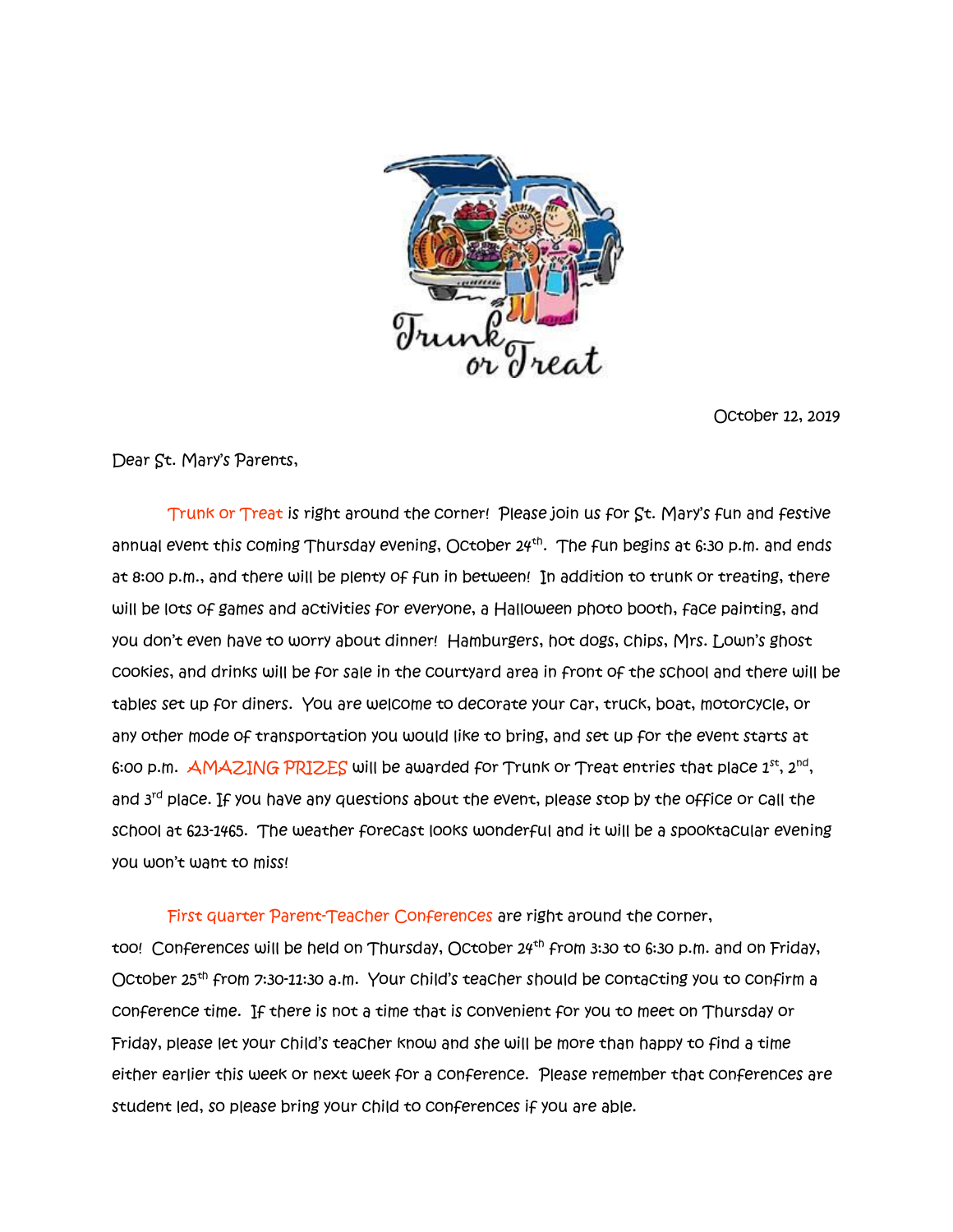Trunk or Treat

October 12, 2019

Dear St. Mary's Parents,

Trunk or Treat is right around the corner! Please join us for St. Mary's fun and festive annual event this coming Thursday evening, October 24th. The fun begins at 6:30 p.m. and ends at 8:00 p.m., and there will be plenty of fun in between! In addition to trunk or treating, there will be lots of games and activities for everyone, a Halloween photo booth, face painting, and you don't even have to worry about dinner! Hamburgers, hot dogs, chips, Mrs. Lown's ghost cookies, and drinks will be for sale in the courtyard area in front of the school and there will be tables set up for diners. You are welcome to decorate your car, truck, boat, motorcycle, or any other mode of transportation you would like to bring, and set up for the event starts at 6:00 p.m. AMAZING PRIZES will be awarded for Trunk or Treat entries that place 1st, 2nd, and 3rd place. If you have any questions about the event, please stop by the office or call the school at 623-1465. The weather forecast looks wonderful and it will be a spooktacular evening you won't want to miss!

First quarter Parent-Teacher Conferences are right around the corner, too! Conferences will be held on Thursday, October 24th from 3:30 to 6:30 p.m. and on Friday, October 25th from 7:30-11:30 a.m. Your child's teacher should be contacting you to confirm a conference time. If there is not a time that is convenient for you to meet on Thursday or Friday, please let your child's teacher know and she will be more than happy to find a time either earlier this week or next week for a conference. Please remember that conferences are student led, so please bring your child to conferences if you are able.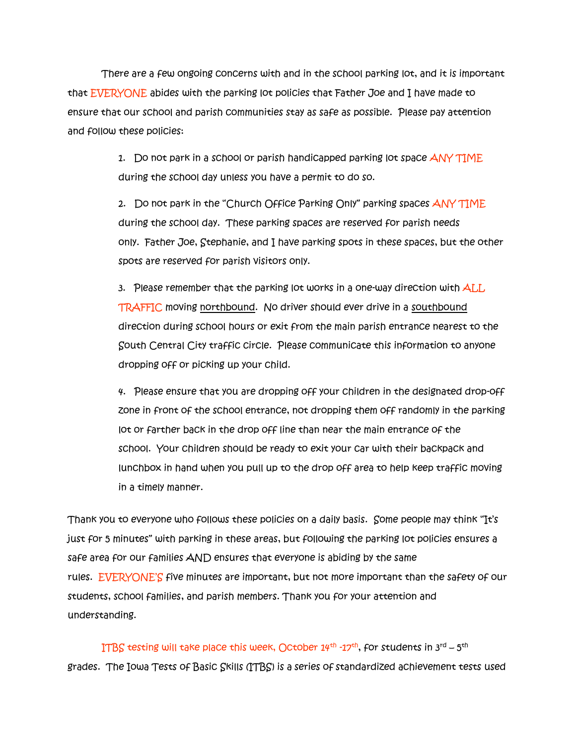There are a few ongoing concerns with and in the school parking lot, and it is important that EVERYONE abides with the parking lot policies that Father Joe and I have made to ensure that our school and parish communities stay as safe as possible. Please pay attention and follow these policies:

1. Do not park in a school or parish handicapped parking lot space ANY TIME during the school day unless you have a permit to do so.
2. Do not park in the "Church Office Parking Only" parking spaces ANY TIME during the school day. These parking spaces are reserved for parish needs only. Father Joe, Stephanie, and I have parking spots in these spaces, but the other spots are reserved for parish visitors only.
3. Please remember that the parking lot works in a one-way direction with ALL TRAFFIC moving northbound. No driver should ever drive in a southbound direction during school hours or exit from the main parish entrance nearest to the South Central City traffic circle. Please communicate this information to anyone dropping off or picking up your child.
4. Please ensure that you are dropping off your children in the designated drop-off zone in front of the school entrance, not dropping them off randomly in the parking lot or farther back in the drop off line than near the main entrance of the school. Your children should be ready to exit your car with their backpack and lunchbox in hand when you pull up to the drop off area to help keep traffic moving in a timely manner.

Thank you to everyone who follows these policies on a daily basis. Some people may think "It's just for 5 minutes" with parking in these areas, but following the parking lot policies ensures a safe area for our families AND ensures that everyone is abiding by the same rules. EVERYONE'S five minutes are important, but not more important than the safety of our students, school families, and parish members. Thank you for your attention and understanding.

ITBS testing will take place this week, October 14th -17th, for students in 3rd – 5th grades. The Iowa Tests of Basic Skills (ITBS) is a series of standardized achievement tests used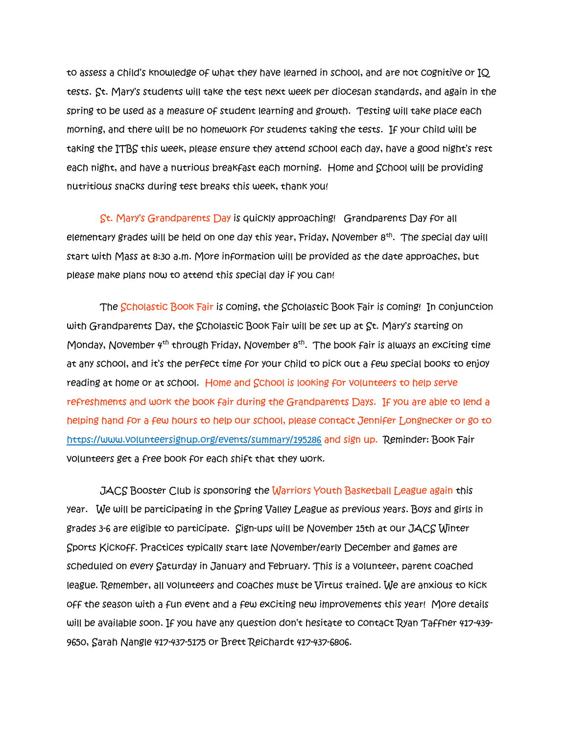to assess a child's knowledge of what they have learned in school, and are not cognitive or IQ tests. St. Mary's students will take the test next week per diocesan standards, and again in the spring to be used as a measure of student learning and growth. Testing will take place each morning, and there will be no homework for students taking the tests. If your child will be taking the ITBS this week, please ensure they attend school each day, have a good night's rest each night, and have a nutritious breakfast each morning. Home and School will be providing nutritious snacks during test breaks this week, thank you!

St. Mary's Grandparents Day is quickly approaching! Grandparents Day for all elementary grades will be held on one day this year, Friday, November 8th. The special day will start with Mass at 8:30 a.m. More information will be provided as the date approaches, but please make plans now to attend this special day if you can!

The Scholastic Book Fair is coming, the Scholastic Book Fair is coming! In conjunction with Grandparents Day, the Scholastic Book Fair will be set up at St. Mary's starting on Monday, November 4th through Friday, November 8th. The book fair is always an exciting time at any school, and it's the perfect time for your child to pick out a few special books to enjoy reading at home or at school. Home and School is looking for volunteers to help serve refreshments and work the book fair during the Grandparents Days. If you are able to lend a helping hand for a few hours to help our school, please contact Jennifer Longnecker or go to https://www.volunteersignup.org/events/summary/195286 and sign up. Reminder: Book Fair volunteers get a free book for each shift that they work.

JACS Booster Club is sponsoring the Warriors Youth Basketball League again this year. We will be participating in the Spring Valley League as previous years. Boys and girls in grades 3-6 are eligible to participate. Sign-ups will be November 15th at our JACS Winter Sports Kickoff. Practices typically start late November/early December and games are scheduled on every Saturday in January and February. This is a volunteer, parent coached league. Remember, all volunteers and coaches must be Virtus trained. We are anxious to kick off the season with a fun event and a few exciting new improvements this year! More details will be available soon. If you have any question don't hesitate to contact Ryan Taffner 417-439-9650, Sarah Nangle 417-437-5175 or Brett Reichardt 417-437-6806.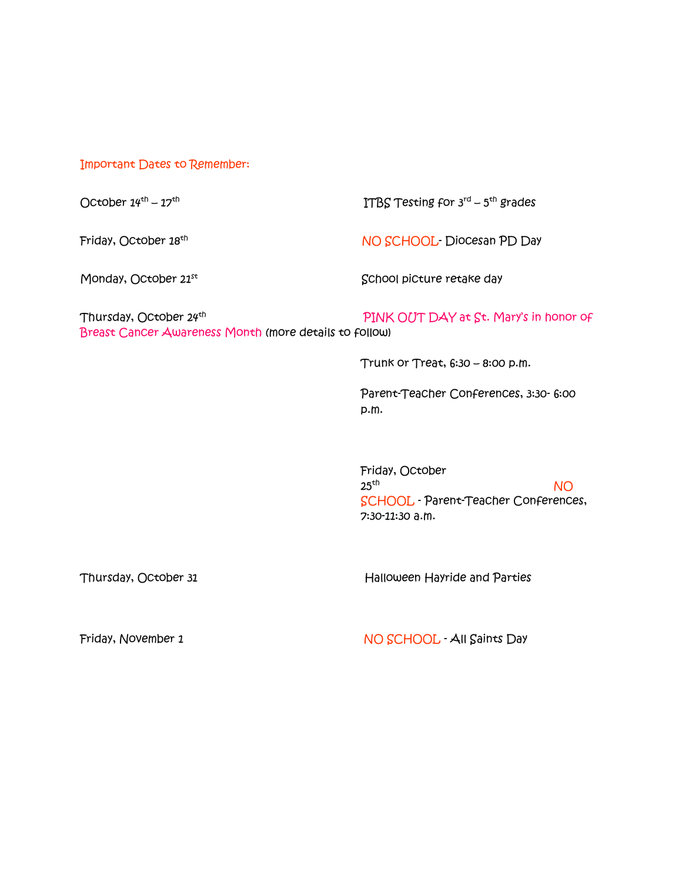Important Dates to Remember:

October 14th – 17th — ITBS Testing for 3rd – 5th grades

Friday, October 18th — NO SCHOOL- Diocesan PD Day

Monday, October 21st — School picture retake day

Thursday, October 24th — PINK OUT DAY at St. Mary's in honor of Breast Cancer Awareness Month (more details to follow)

Trunk or Treat, 6:30 – 8:00 p.m.

Parent-Teacher Conferences, 3:30- 6:00 p.m.

Friday, October 25th — NO SCHOOL - Parent-Teacher Conferences, 7:30-11:30 a.m.

Thursday, October 31 — Halloween Hayride and Parties

Friday, November 1 — NO SCHOOL - All Saints Day